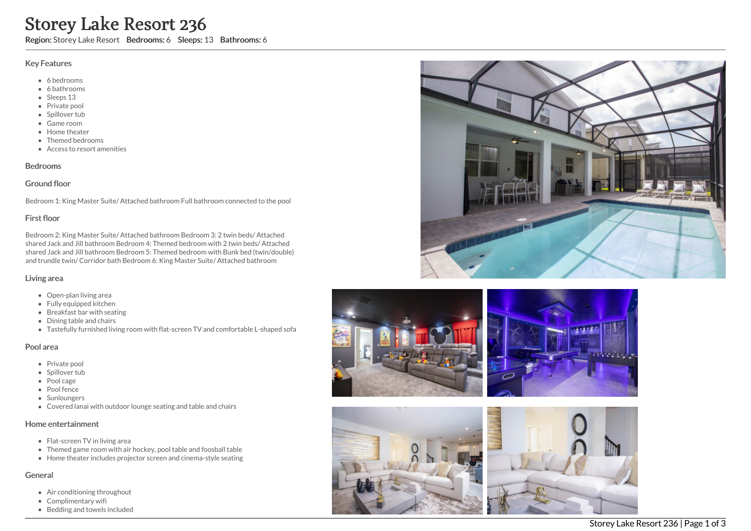# Storey Lake Resort 236

**Region:** Storey Lake Resort **Bedrooms:** 6 **Sleeps:** 13 **Bathrooms:** 6

## Key Features

- 6 bedrooms
- 6 bathrooms
- Sleeps 13
- Private pool
- Spillover tub
- Game room
- Home theater
- Themed bedrooms
- Access to resort amenities

## Bedrooms

### Ground floor

Bedroom 1: King Master Suite/ Attached bathroom Full bathroom connected to the pool

### First floor

Bedroom 2: King Master Suite/ Attached bathroom Bedroom 3: 2 twin beds/ Attached shared Jack and Jill bathroom Bedroom 4: Themed bedroom with 2 twin beds/ Attached shared Jack and Jill bathroom Bedroom 5: Themed bedroom with Bunk bed (twin/double) and trundle twin/ Corridor bath Bedroom 6: King Master Suite/ Attached bathroom

## Living area

- Open-plan living area
- Fully equipped kitchen
- Breakfast bar with seating
- Dining table and chairs
- Tastefully furnished living room with flat-screen TV and comfortable L-shaped sofa

## Pool area

- Private pool
- Spillover tub
- Pool cage
- Pool fence
- Sunloungers
- Covered lanai with outdoor lounge seating and table and chairs

## Home entertainment

- Flat-screen TV in living area
- Themed game room with air hockey, pool table and foosball table
- Home theater includes projector screen and cinema-style seating

## General

- Air conditioning throughout
- Complimentary wifi
- Bedding and towels included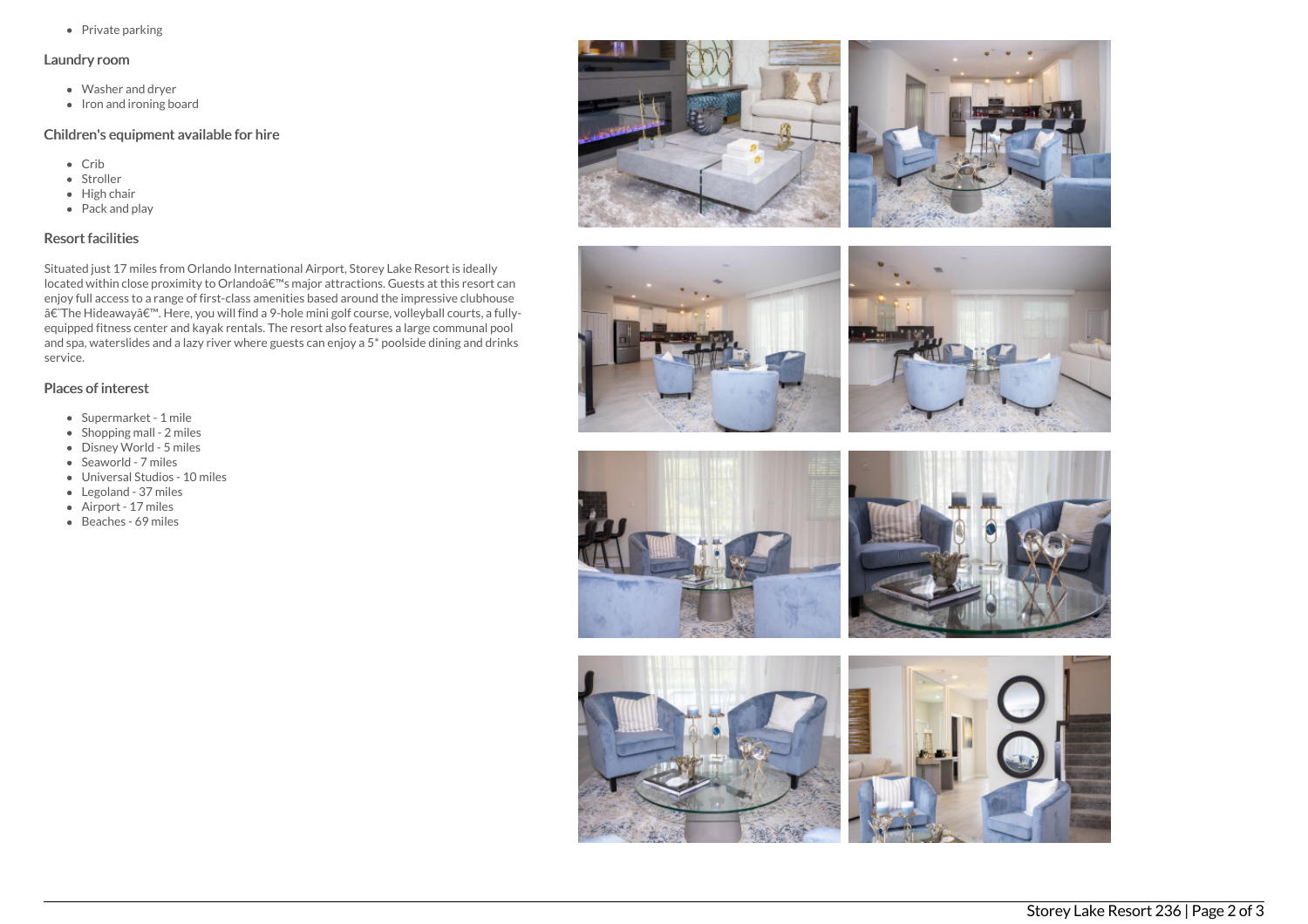- Private parking

## Laundry room

- Washer and dryer
- Iron and ironing board

## Children's equipment available for hire

- Crib
- Stroller
- High chair
- Pack and play

## Resort facilities

Situated just 17 miles from Orlando International Airport, Storey Lake Resort is ideally located within close proximity to Orlandoâ€™s major attractions. Guests at this resort can enjoy full access to a range of first-class amenities based around the impressive clubhouse â€˜The Hideawayâ€™. Here, you will find a 9-hole mini golf course, volleyball courts, a fully-equipped fitness center and kayak rentals. The resort also features a large communal pool and spa, waterslides and a lazy river where guests can enjoy a 5* poolside dining and drinks service.

## Places of interest

- Supermarket - 1 mile
- Shopping mall - 2 miles
- Disney World - 5 miles
- Seaworld - 7 miles
- Universal Studios - 10 miles
- Legoland - 37 miles
- Airport - 17 miles
- Beaches - 69 miles